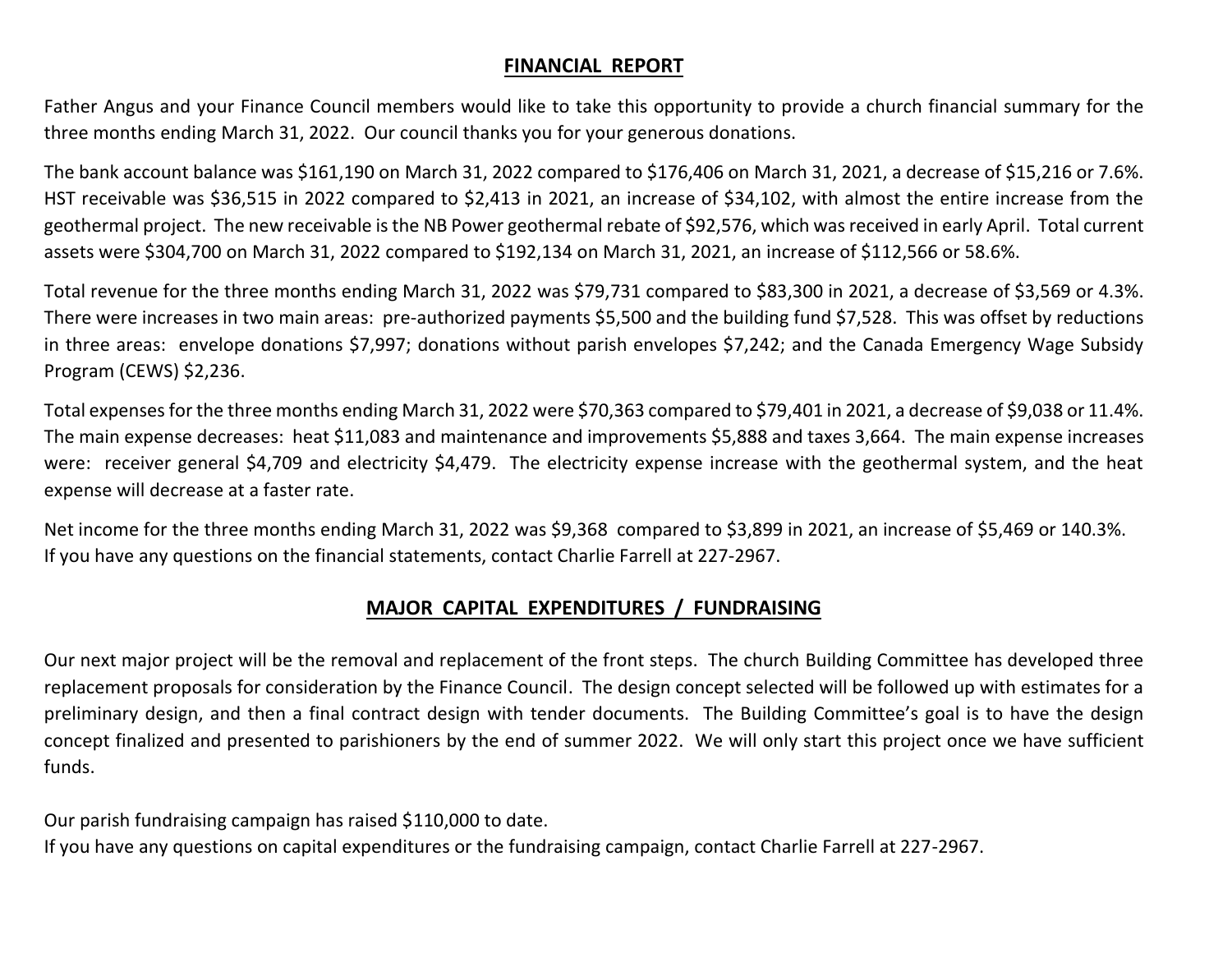## FINANCIAL REPORT

Father Angus and your Finance Council members would like to take this opportunity to provide a church financial summary for the three months ending March 31, 2022. Our council thanks you for your generous donations.

The bank account balance was $161,190 on March 31, 2022 compared to $176,406 on March 31, 2021, a decrease of $15,216 or 7.6%. HST receivable was $36,515 in 2022 compared to $2,413 in 2021, an increase of $34,102, with almost the entire increase from the geothermal project. The new receivable is the NB Power geothermal rebate of $92,576, which was received in early April. Total current assets were $304,700 on March 31, 2022 compared to $192,134 on March 31, 2021, an increase of $112,566 or 58.6%.

Total revenue for the three months ending March 31, 2022 was $79,731 compared to $83,300 in 2021, a decrease of $3,569 or 4.3%. There were increases in two main areas: pre-authorized payments $5,500 and the building fund $7,528. This was offset by reductions in three areas: envelope donations $7,997; donations without parish envelopes $7,242; and the Canada Emergency Wage Subsidy Program (CEWS) $2,236.

Total expenses for the three months ending March 31, 2022 were $70,363 compared to $79,401 in 2021, a decrease of $9,038 or 11.4%. The main expense decreases: heat $11,083 and maintenance and improvements $5,888 and taxes 3,664. The main expense increases were: receiver general $4,709 and electricity $4,479. The electricity expense increase with the geothermal system, and the heat expense will decrease at a faster rate.

Net income for the three months ending March 31, 2022 was $9,368 compared to $3,899 in 2021, an increase of $5,469 or 140.3%.
If you have any questions on the financial statements, contact Charlie Farrell at 227-2967.

## MAJOR CAPITAL EXPENDITURES / FUNDRAISING

Our next major project will be the removal and replacement of the front steps. The church Building Committee has developed three replacement proposals for consideration by the Finance Council. The design concept selected will be followed up with estimates for a preliminary design, and then a final contract design with tender documents. The Building Committee's goal is to have the design concept finalized and presented to parishioners by the end of summer 2022. We will only start this project once we have sufficient funds.

Our parish fundraising campaign has raised $110,000 to date.
If you have any questions on capital expenditures or the fundraising campaign, contact Charlie Farrell at 227-2967.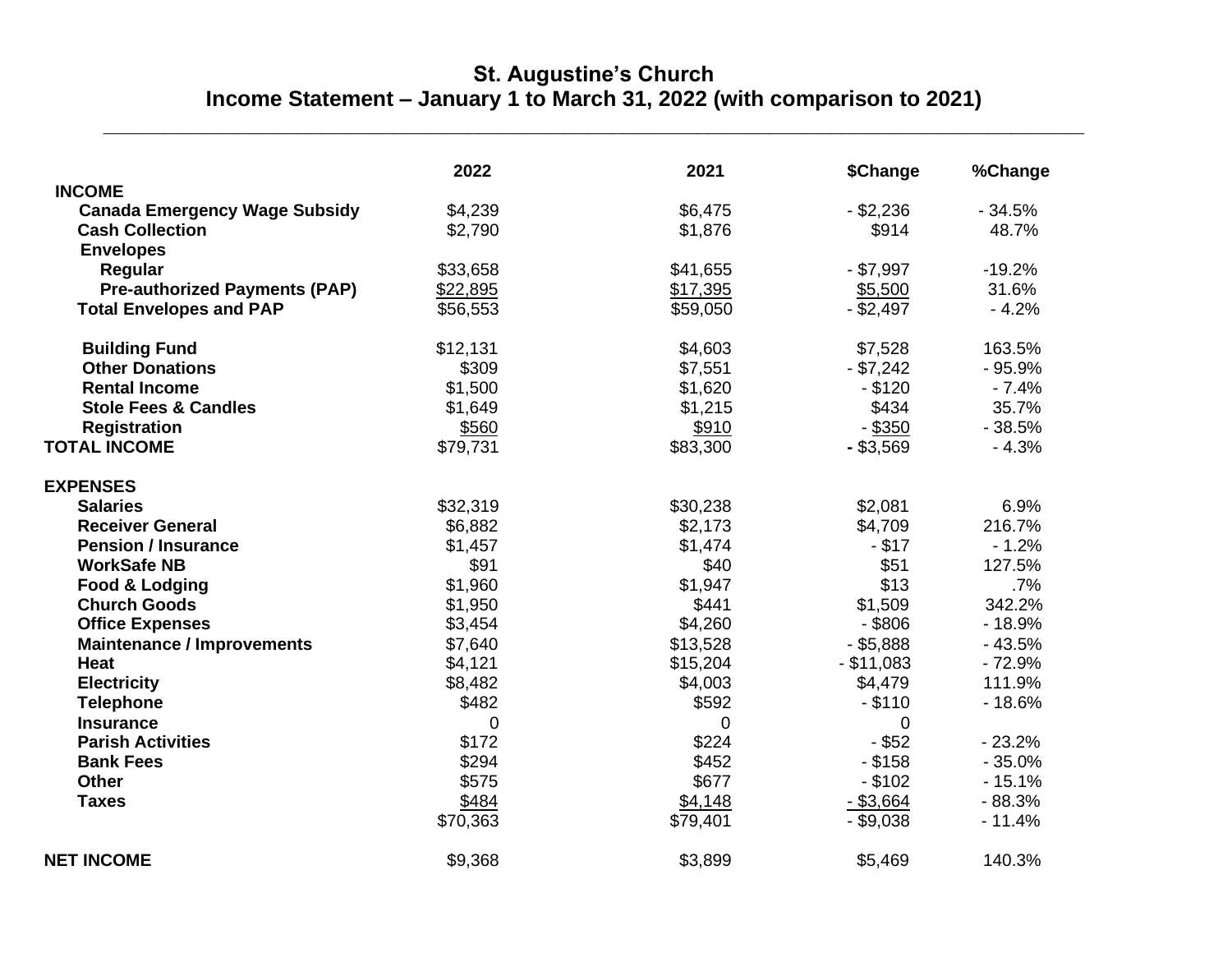# St. Augustine's Church
## Income Statement – January 1 to March 31, 2022 (with comparison to 2021)

| | 2022 | 2021 | $Change | %Change |
|---|---|---|---|---|
| **INCOME** | | | | |
| **Canada Emergency Wage Subsidy** | $4,239 | $6,475 | - $2,236 | - 34.5% |
| **Cash Collection** | $2,790 | $1,876 | $914 | 48.7% |
| **Envelopes** | | | | |
| **Regular** | $33,658 | $41,655 | - $7,997 | -19.2% |
| **Pre-authorized Payments (PAP)** | $22,895 | $17,395 | $5,500 | 31.6% |
| **Total Envelopes and PAP** | $56,553 | $59,050 | - $2,497 | - 4.2% |
| | | | | |
| **Building Fund** | $12,131 | $4,603 | $7,528 | 163.5% |
| **Other Donations** | $309 | $7,551 | - $7,242 | - 95.9% |
| **Rental Income** | $1,500 | $1,620 | - $120 | - 7.4% |
| **Stole Fees & Candles** | $1,649 | $1,215 | $434 | 35.7% |
| **Registration** | $560 | $910 | - $350 | - 38.5% |
| **TOTAL INCOME** | $79,731 | $83,300 | **-** $3,569 | - 4.3% |
| | | | | |
| **EXPENSES** | | | | |
| **Salaries** | $32,319 | $30,238 | $2,081 | 6.9% |
| **Receiver General** | $6,882 | $2,173 | $4,709 | 216.7% |
| **Pension / Insurance** | $1,457 | $1,474 | - $17 | - 1.2% |
| **WorkSafe NB** | $91 | $40 | $51 | 127.5% |
| **Food & Lodging** | $1,960 | $1,947 | $13 | .7% |
| **Church Goods** | $1,950 | $441 | $1,509 | 342.2% |
| **Office Expenses** | $3,454 | $4,260 | - $806 | - 18.9% |
| **Maintenance / Improvements** | $7,640 | $13,528 | - $5,888 | - 43.5% |
| **Heat** | $4,121 | $15,204 | - $11,083 | - 72.9% |
| **Electricity** | $8,482 | $4,003 | $4,479 | 111.9% |
| **Telephone** | $482 | $592 | - $110 | - 18.6% |
| **Insurance** | 0 | 0 | 0 | |
| **Parish Activities** | $172 | $224 | - $52 | - 23.2% |
| **Bank Fees** | $294 | $452 | - $158 | - 35.0% |
| **Other** | $575 | $677 | - $102 | - 15.1% |
| **Taxes** | $484 | $4,148 | - $3,664 | - 88.3% |
| | $70,363 | $79,401 | - $9,038 | - 11.4% |
| | | | | |
| **NET INCOME** | $9,368 | $3,899 | $5,469 | 140.3% |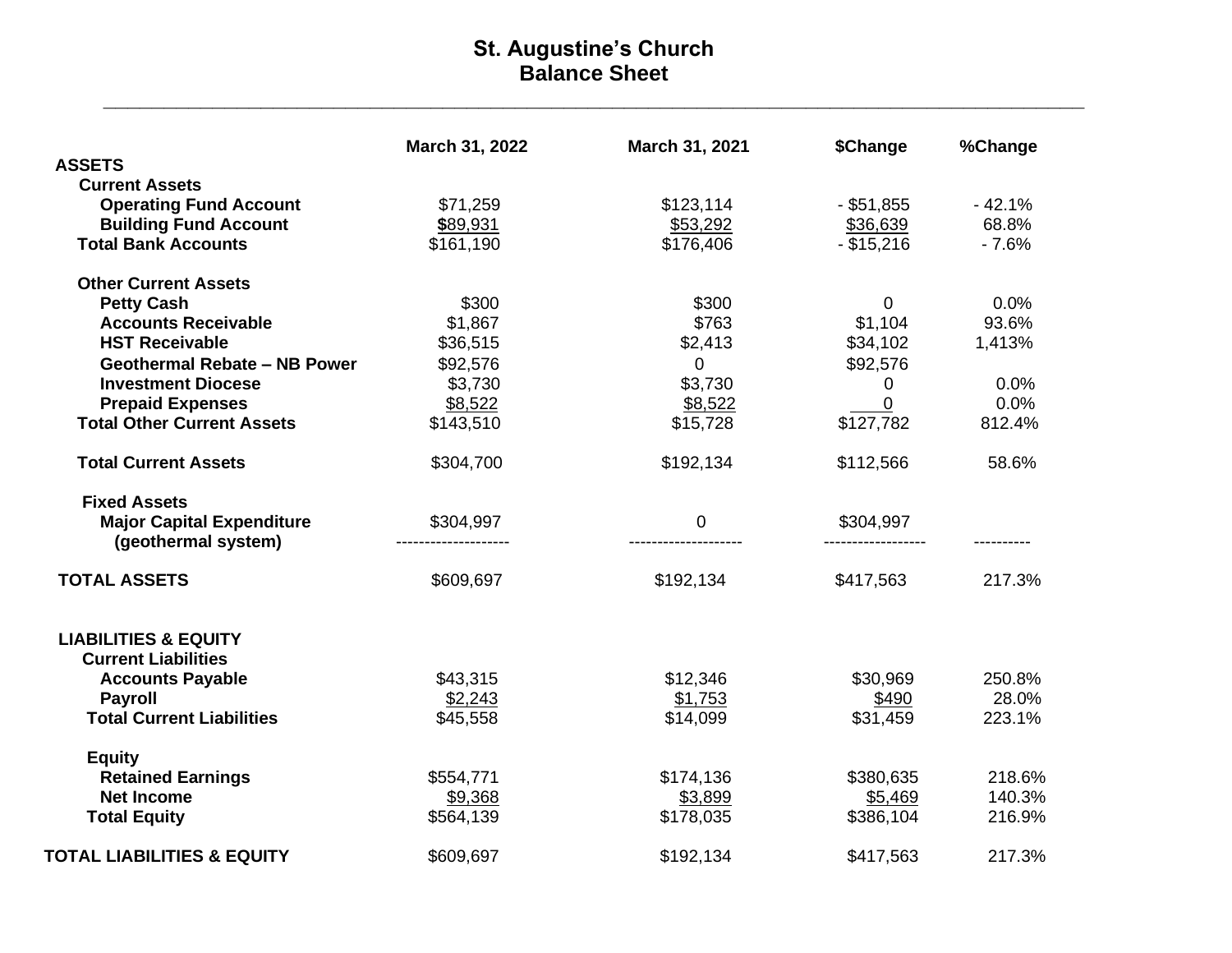# St. Augustine's Church
## Balance Sheet

| | March 31, 2022 | March 31, 2021 | $Change | %Change |
|---|---|---|---|---|
| **ASSETS** | | | | |
| **Current Assets** | | | | |
| **Operating Fund Account** | $71,259 | $123,114 | - $51,855 | - 42.1% |
| **Building Fund Account** | $89,931 | $53,292 | $36,639 | 68.8% |
| **Total Bank Accounts** | $161,190 | $176,406 | - $15,216 | - 7.6% |
| | | | | |
| **Other Current Assets** | | | | |
| **Petty Cash** | $300 | $300 | 0 | 0.0% |
| **Accounts Receivable** | $1,867 | $763 | $1,104 | 93.6% |
| **HST Receivable** | $36,515 | $2,413 | $34,102 | 1,413% |
| **Geothermal Rebate – NB Power** | $92,576 | 0 | $92,576 | |
| **Investment Diocese** | $3,730 | $3,730 | 0 | 0.0% |
| **Prepaid Expenses** | $8,522 | $8,522 | 0 | 0.0% |
| **Total Other Current Assets** | $143,510 | $15,728 | $127,782 | 812.4% |
| | | | | |
| **Total Current Assets** | $304,700 | $192,134 | $112,566 | 58.6% |
| | | | | |
| **Fixed Assets** | | | | |
| **Major Capital Expenditure (geothermal system)** | $304,997 | 0 | $304,997 | |
| | | | | |
| **TOTAL ASSETS** | $609,697 | $192,134 | $417,563 | 217.3% |
| | | | | |
| **LIABILITIES & EQUITY** | | | | |
| **Current Liabilities** | | | | |
| **Accounts Payable** | $43,315 | $12,346 | $30,969 | 250.8% |
| **Payroll** | $2,243 | $1,753 | $490 | 28.0% |
| **Total Current Liabilities** | $45,558 | $14,099 | $31,459 | 223.1% |
| | | | | |
| **Equity** | | | | |
| **Retained Earnings** | $554,771 | $174,136 | $380,635 | 218.6% |
| **Net Income** | $9,368 | $3,899 | $5,469 | 140.3% |
| **Total Equity** | $564,139 | $178,035 | $386,104 | 216.9% |
| | | | | |
| **TOTAL LIABILITIES & EQUITY** | $609,697 | $192,134 | $417,563 | 217.3% |